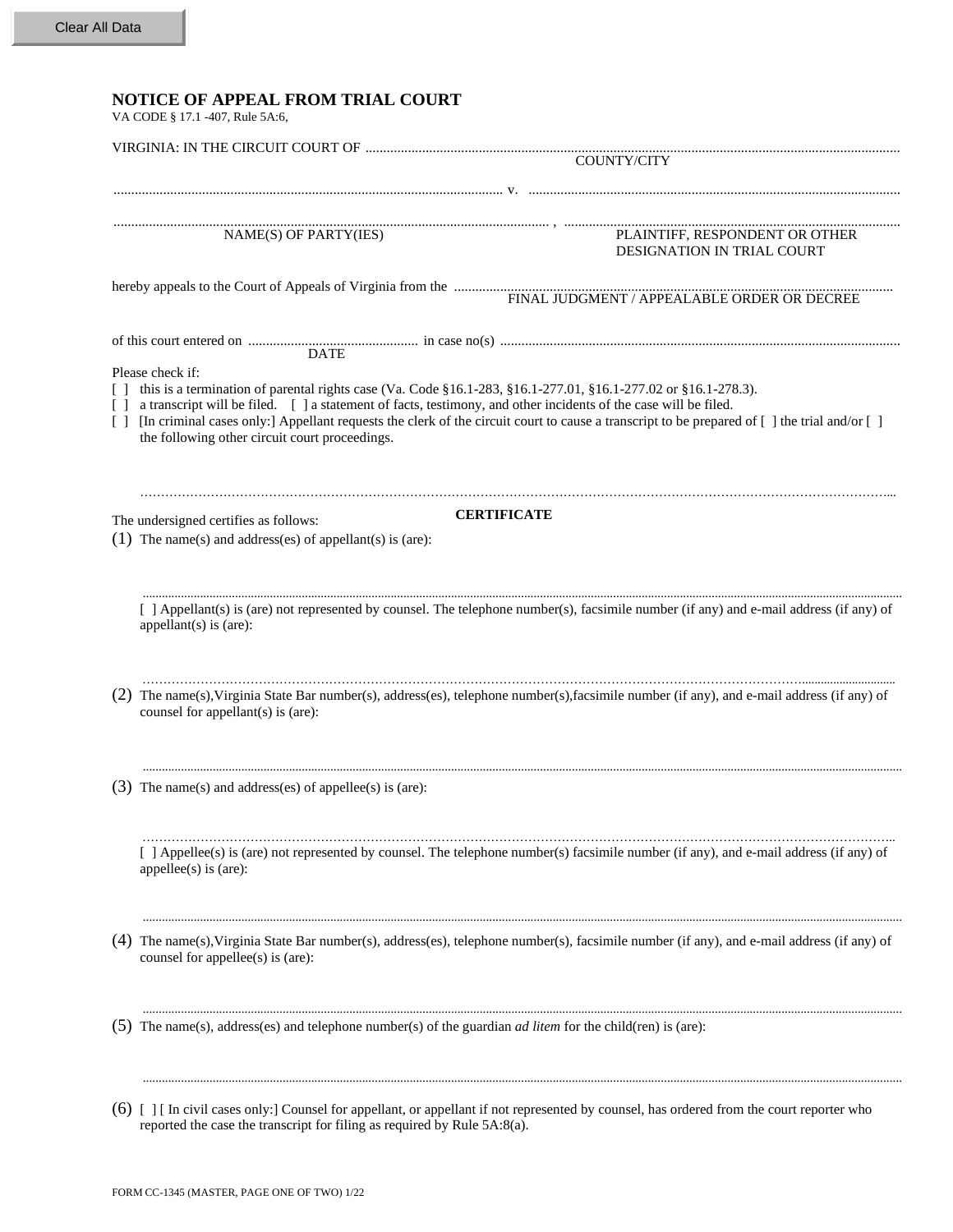Clear All Data

# NOTICE OF APPEAL FROM TRIAL COURT

VA CODE § 17.1 -407, Rule 5A:6,

VIRGINIA: IN THE CIRCUIT COURT OF ..........................................................................................................................................
COUNTY/CITY

.............................................................................................................. v. ..........................................................................................................

.............................................................................................................. , ..........................................................................................................
NAME(S) OF PARTY(IES) — PLAINTIFF, RESPONDENT OR OTHER DESIGNATION IN TRIAL COURT

hereby appeals to the Court of Appeals of Virginia from the ..........................................................................................................
FINAL JUDGMENT / APPEALABLE ORDER OR DECREE

of this court entered on ................................................ in case no(s) ..........................................................................................................
DATE

Please check if:

[ ] this is a termination of parental rights case (Va. Code §16.1-283, §16.1-277.01, §16.1-277.02 or §16.1-278.3).

[ ] a transcript will be filed. [ ] a statement of facts, testimony, and other incidents of the case will be filed.

[ ] [In criminal cases only:] Appellant requests the clerk of the circuit court to cause a transcript to be prepared of [ ] the trial and/or [ ] the following other circuit court proceedings.

..........................................................................................................................................................

## CERTIFICATE

The undersigned certifies as follows:

(1) The name(s) and address(es) of appellant(s) is (are):

..........................................................................................................................................................

[ ] Appellant(s) is (are) not represented by counsel. The telephone number(s), facsimile number (if any) and e-mail address (if any) of appellant(s) is (are):

..........................................................................................................................................................

(2) The name(s),Virginia State Bar number(s), address(es), telephone number(s),facsimile number (if any), and e-mail address (if any) of counsel for appellant(s) is (are):

..........................................................................................................................................................

(3) The name(s) and address(es) of appellee(s) is (are):

..........................................................................................................................................................

[ ] Appellee(s) is (are) not represented by counsel. The telephone number(s) facsimile number (if any), and e-mail address (if any) of appellee(s) is (are):

..........................................................................................................................................................

(4) The name(s),Virginia State Bar number(s), address(es), telephone number(s), facsimile number (if any), and e-mail address (if any) of counsel for appellee(s) is (are):

..........................................................................................................................................................

(5) The name(s), address(es) and telephone number(s) of the guardian *ad litem* for the child(ren) is (are):

..........................................................................................................................................................

(6) [ ] [ In civil cases only:] Counsel for appellant, or appellant if not represented by counsel, has ordered from the court reporter who reported the case the transcript for filing as required by Rule 5A:8(a).

FORM CC-1345 (MASTER, PAGE ONE OF TWO) 1/22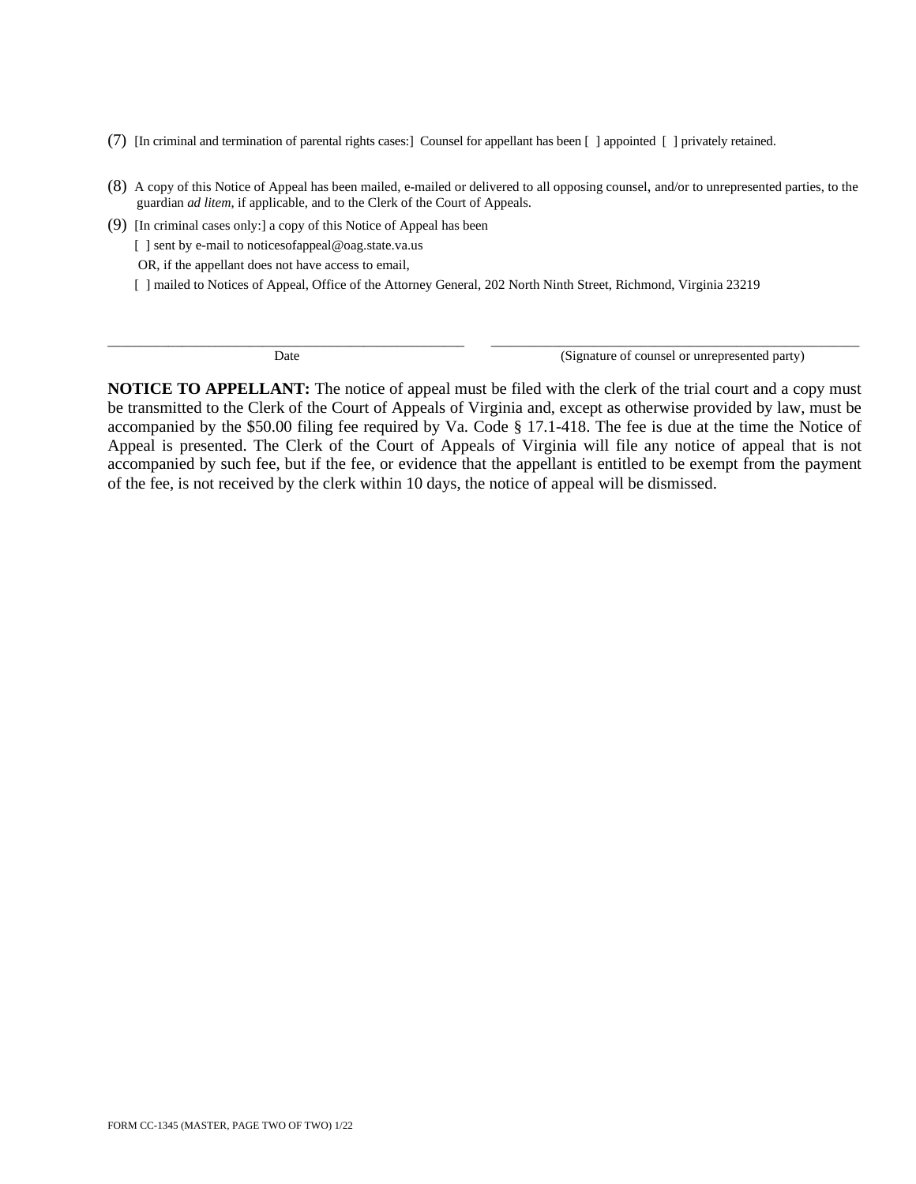(7) [In criminal and termination of parental rights cases:] Counsel for appellant has been [ ] appointed [ ] privately retained.

(8) A copy of this Notice of Appeal has been mailed, e-mailed or delivered to all opposing counsel, and/or to unrepresented parties, to the guardian *ad litem*, if applicable, and to the Clerk of the Court of Appeals.

(9) [In criminal cases only:] a copy of this Notice of Appeal has been

[ ] sent by e-mail to noticesofappeal@oag.state.va.us

OR, if the appellant does not have access to email,

[ ] mailed to Notices of Appeal, Office of the Attorney General, 202 North Ninth Street, Richmond, Virginia 23219

______________________________ Date

______________________________ (Signature of counsel or unrepresented party)

**NOTICE TO APPELLANT:** The notice of appeal must be filed with the clerk of the trial court and a copy must be transmitted to the Clerk of the Court of Appeals of Virginia and, except as otherwise provided by law, must be accompanied by the $50.00 filing fee required by Va. Code § 17.1-418. The fee is due at the time the Notice of Appeal is presented. The Clerk of the Court of Appeals of Virginia will file any notice of appeal that is not accompanied by such fee, but if the fee, or evidence that the appellant is entitled to be exempt from the payment of the fee, is not received by the clerk within 10 days, the notice of appeal will be dismissed.

FORM CC-1345 (MASTER, PAGE TWO OF TWO) 1/22